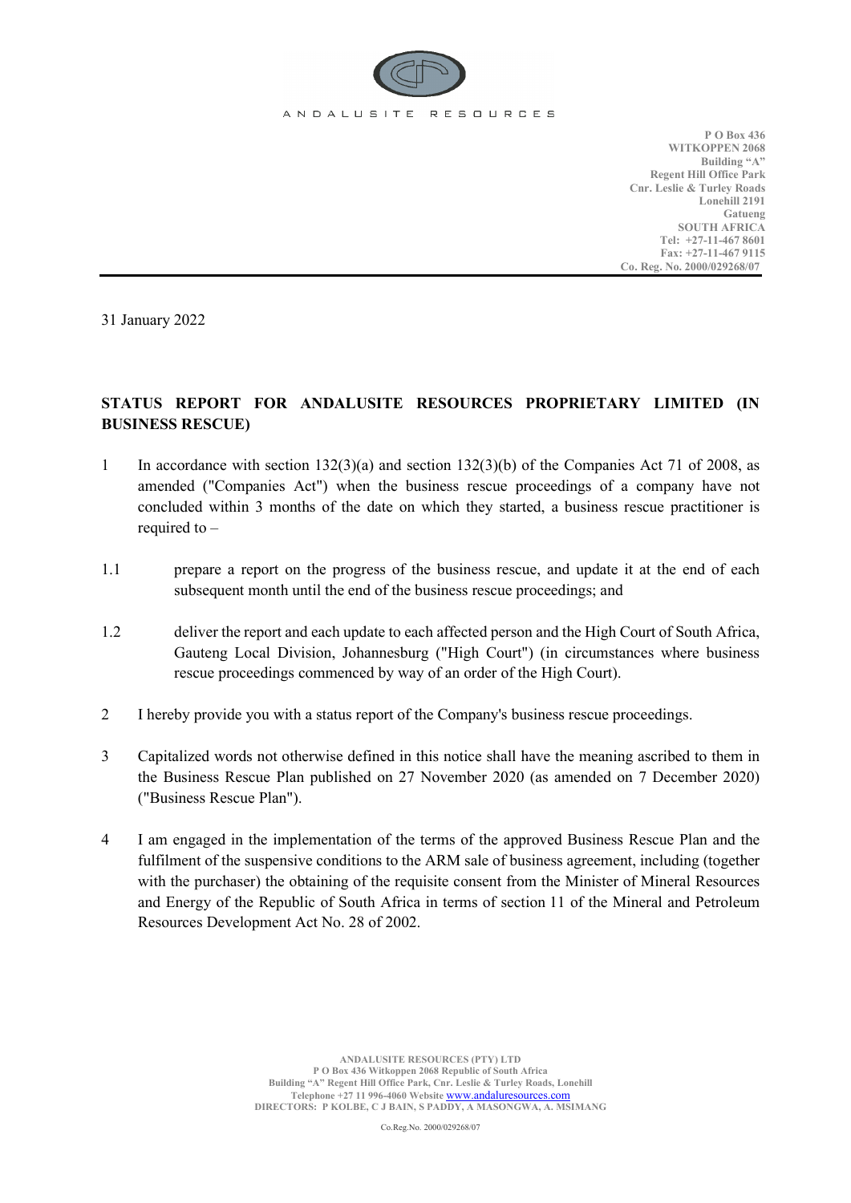ANDALUSITE RESOURCES

**P O Box 436**
**WITKOPPEN 2068**
**Building "A"**
**Regent Hill Office Park**
**Cnr. Leslie & Turley Roads**
**Lonehill 2191**
**Gatueng**
**SOUTH AFRICA**
**Tel: +27-11-467 8601**
**Fax: +27-11-467 9115**
**Co. Reg. No. 2000/029268/07**

31 January 2022

**STATUS REPORT FOR ANDALUSITE RESOURCES PROPRIETARY LIMITED (IN BUSINESS RESCUE)**

1 In accordance with section 132(3)(a) and section 132(3)(b) of the Companies Act 71 of 2008, as amended ("Companies Act") when the business rescue proceedings of a company have not concluded within 3 months of the date on which they started, a business rescue practitioner is required to –

1.1 prepare a report on the progress of the business rescue, and update it at the end of each subsequent month until the end of the business rescue proceedings; and

1.2 deliver the report and each update to each affected person and the High Court of South Africa, Gauteng Local Division, Johannesburg ("High Court") (in circumstances where business rescue proceedings commenced by way of an order of the High Court).

2 I hereby provide you with a status report of the Company's business rescue proceedings.

3 Capitalized words not otherwise defined in this notice shall have the meaning ascribed to them in the Business Rescue Plan published on 27 November 2020 (as amended on 7 December 2020) ("Business Rescue Plan").

4 I am engaged in the implementation of the terms of the approved Business Rescue Plan and the fulfilment of the suspensive conditions to the ARM sale of business agreement, including (together with the purchaser) the obtaining of the requisite consent from the Minister of Mineral Resources and Energy of the Republic of South Africa in terms of section 11 of the Mineral and Petroleum Resources Development Act No. 28 of 2002.

ANDALUSITE RESOURCES (PTY) LTD
P O Box 436 Witkoppen 2068 Republic of South Africa
Building "A" Regent Hill Office Park, Cnr. Leslie & Turley Roads, Lonehill
Telephone +27 11 996-4060 Website www.andaluresources.com
DIRECTORS: P KOLBE, C J BAIN, S PADDY, A MASONGWA, A. MSIMANG

Co.Reg.No. 2000/029268/07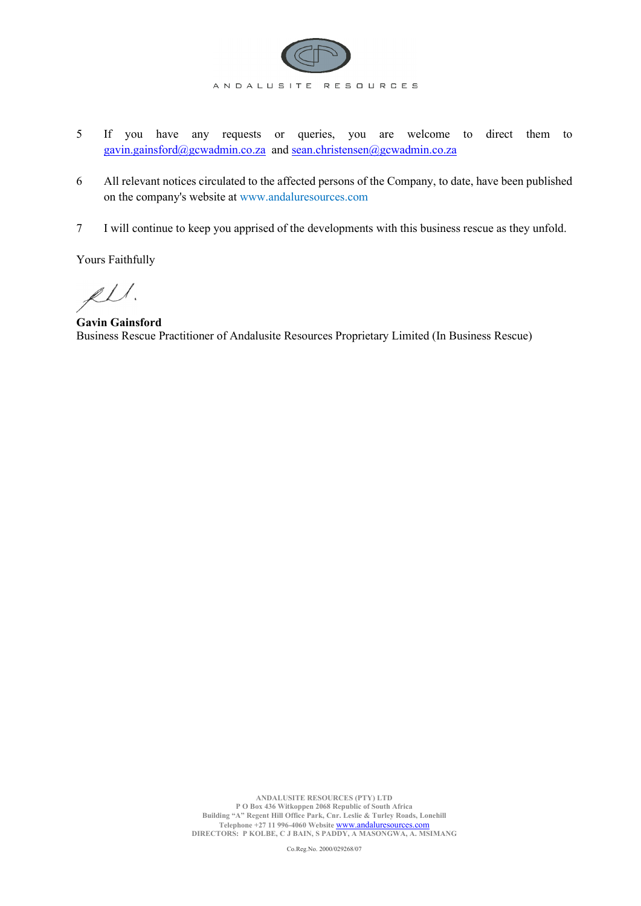5. If you have any requests or queries, you are welcome to direct them to gavin.gainsford@gcwadmin.co.za and sean.christensen@gcwadmin.co.za

6. All relevant notices circulated to the affected persons of the Company, to date, have been published on the company's website at www.andaluresources.com

7. I will continue to keep you apprised of the developments with this business rescue as they unfold.

Yours Faithfully

**Gavin Gainsford**
Business Rescue Practitioner of Andalusite Resources Proprietary Limited (In Business Rescue)

ANDALUSITE RESOURCES (PTY) LTD
P O Box 436 Witkoppen 2068 Republic of South Africa
Building "A" Regent Hill Office Park, Cnr. Leslie & Turley Roads, Lonehill
Telephone +27 11 996-4060 Website www.andaluresources.com
DIRECTORS: P KOLBE, C J BAIN, S PADDY, A MASONGWA, A. MSIMANG

Co.Reg.No. 2000/029268/07